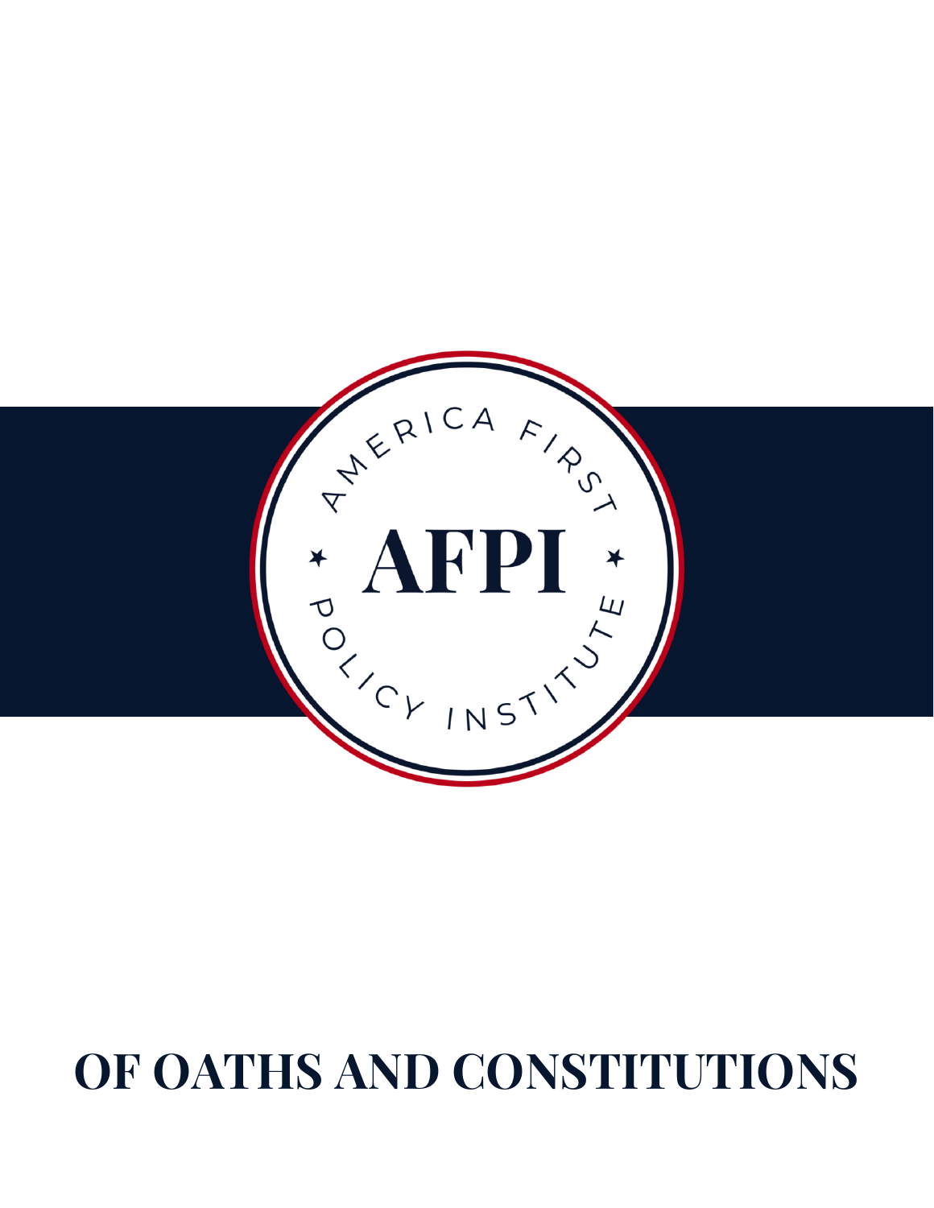AMERICA FIRST ★ AFPI ★ POLICY INSTITUTE

# OF OATHS AND CONSTITUTIONS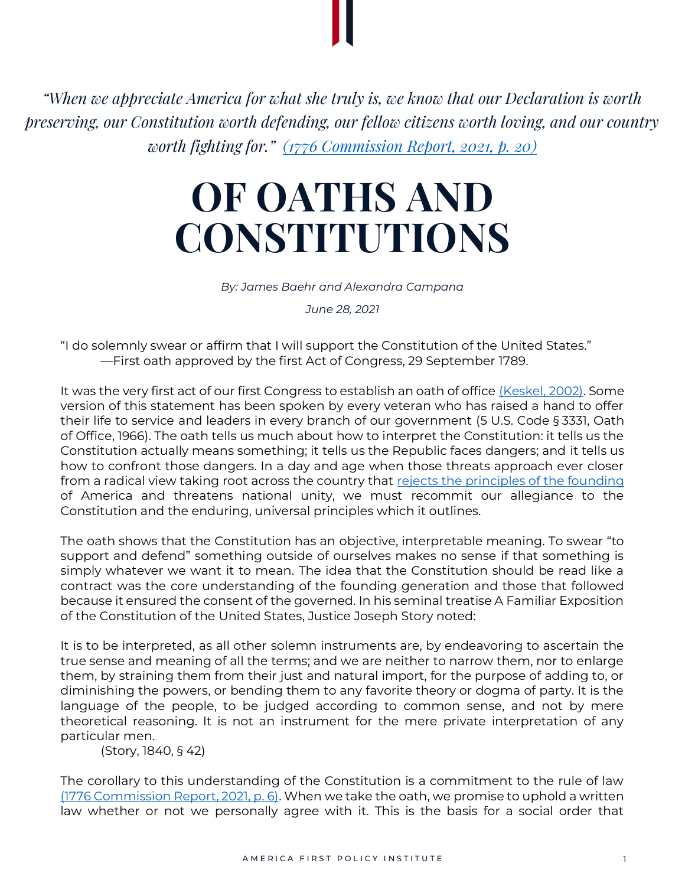*"When we appreciate America for what she truly is, we know that our Declaration is worth preserving, our Constitution worth defending, our fellow citizens worth loving, and our country worth fighting for." [(1776 Commission Report, 2021, p. 20)]*

# OF OATHS AND CONSTITUTIONS

*By: James Baehr and Alexandra Campana*

*June 28, 2021*

"I do solemnly swear or affirm that I will support the Constitution of the United States."
—First oath approved by the first Act of Congress, 29 September 1789.

It was the very first act of our first Congress to establish an oath of office (Keskel, 2002). Some version of this statement has been spoken by every veteran who has raised a hand to offer their life to service and leaders in every branch of our government (5 U.S. Code § 3331, Oath of Office, 1966). The oath tells us much about how to interpret the Constitution: it tells us the Constitution actually means something; it tells us the Republic faces dangers; and it tells us how to confront those dangers. In a day and age when those threats approach ever closer from a radical view taking root across the country that rejects the principles of the founding of America and threatens national unity, we must recommit our allegiance to the Constitution and the enduring, universal principles which it outlines.

The oath shows that the Constitution has an objective, interpretable meaning. To swear "to support and defend" something outside of ourselves makes no sense if that something is simply whatever we want it to mean. The idea that the Constitution should be read like a contract was the core understanding of the founding generation and those that followed because it ensured the consent of the governed. In his seminal treatise A Familiar Exposition of the Constitution of the United States, Justice Joseph Story noted:

> It is to be interpreted, as all other solemn instruments are, by endeavoring to ascertain the true sense and meaning of all the terms; and we are neither to narrow them, nor to enlarge them, by straining them from their just and natural import, for the purpose of adding to, or diminishing the powers, or bending them to any favorite theory or dogma of party. It is the language of the people, to be judged according to common sense, and not by mere theoretical reasoning. It is not an instrument for the mere private interpretation of any particular men.
> (Story, 1840, § 42)

The corollary to this understanding of the Constitution is a commitment to the rule of law (1776 Commission Report, 2021, p. 6). When we take the oath, we promise to uphold a written law whether or not we personally agree with it. This is the basis for a social order that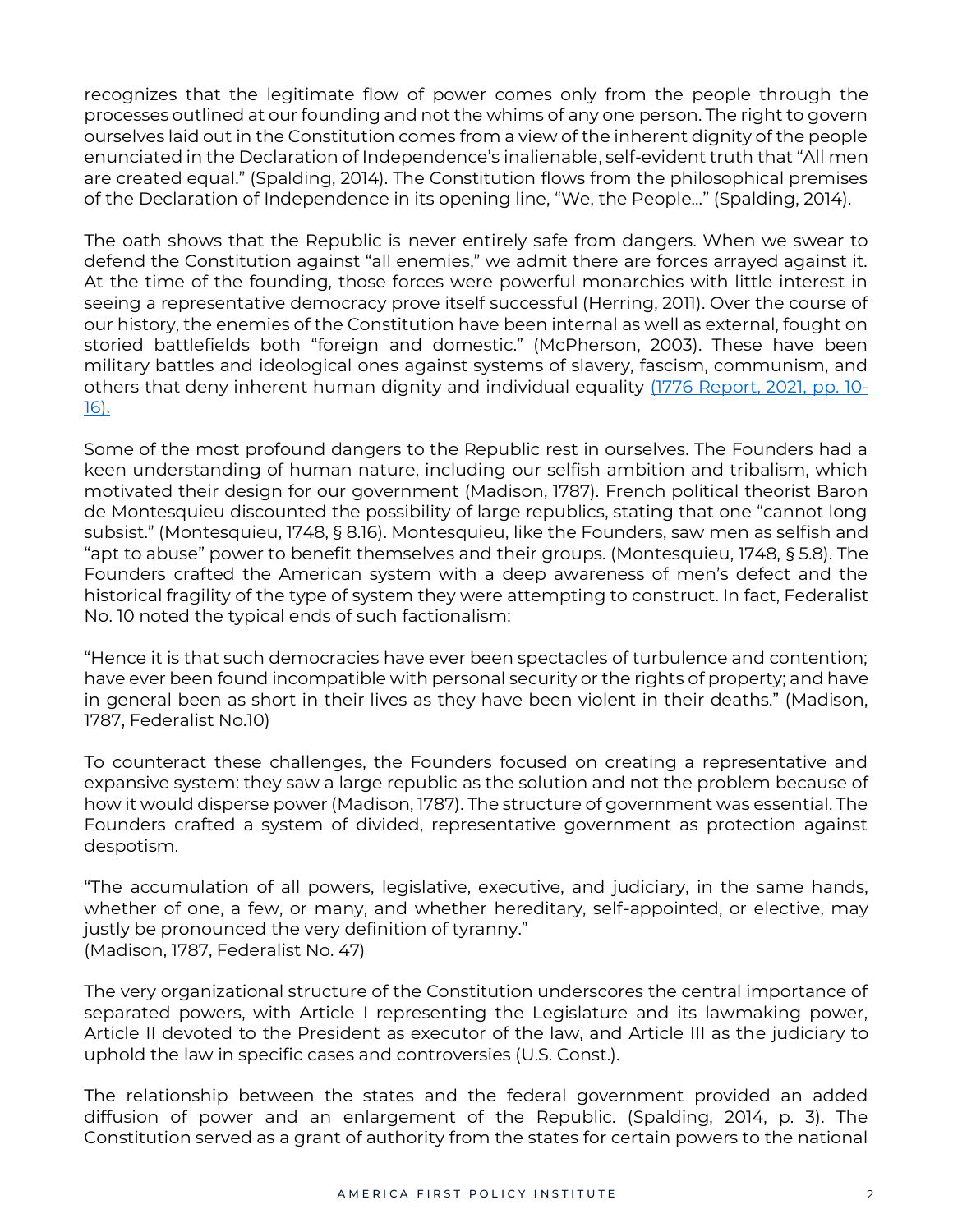recognizes that the legitimate flow of power comes only from the people through the processes outlined at our founding and not the whims of any one person. The right to govern ourselves laid out in the Constitution comes from a view of the inherent dignity of the people enunciated in the Declaration of Independence's inalienable, self-evident truth that "All men are created equal." (Spalding, 2014). The Constitution flows from the philosophical premises of the Declaration of Independence in its opening line, "We, the People…" (Spalding, 2014).

The oath shows that the Republic is never entirely safe from dangers. When we swear to defend the Constitution against "all enemies," we admit there are forces arrayed against it. At the time of the founding, those forces were powerful monarchies with little interest in seeing a representative democracy prove itself successful (Herring, 2011). Over the course of our history, the enemies of the Constitution have been internal as well as external, fought on storied battlefields both "foreign and domestic." (McPherson, 2003). These have been military battles and ideological ones against systems of slavery, fascism, communism, and others that deny inherent human dignity and individual equality (1776 Report, 2021, pp. 10-16).

Some of the most profound dangers to the Republic rest in ourselves. The Founders had a keen understanding of human nature, including our selfish ambition and tribalism, which motivated their design for our government (Madison, 1787). French political theorist Baron de Montesquieu discounted the possibility of large republics, stating that one "cannot long subsist." (Montesquieu, 1748, § 8.16). Montesquieu, like the Founders, saw men as selfish and "apt to abuse" power to benefit themselves and their groups. (Montesquieu, 1748, § 5.8). The Founders crafted the American system with a deep awareness of men's defect and the historical fragility of the type of system they were attempting to construct. In fact, Federalist No. 10 noted the typical ends of such factionalism:

"Hence it is that such democracies have ever been spectacles of turbulence and contention; have ever been found incompatible with personal security or the rights of property; and have in general been as short in their lives as they have been violent in their deaths." (Madison, 1787, Federalist No.10)

To counteract these challenges, the Founders focused on creating a representative and expansive system: they saw a large republic as the solution and not the problem because of how it would disperse power (Madison, 1787). The structure of government was essential. The Founders crafted a system of divided, representative government as protection against despotism.

"The accumulation of all powers, legislative, executive, and judiciary, in the same hands, whether of one, a few, or many, and whether hereditary, self-appointed, or elective, may justly be pronounced the very definition of tyranny."
(Madison, 1787, Federalist No. 47)

The very organizational structure of the Constitution underscores the central importance of separated powers, with Article I representing the Legislature and its lawmaking power, Article II devoted to the President as executor of the law, and Article III as the judiciary to uphold the law in specific cases and controversies (U.S. Const.).

The relationship between the states and the federal government provided an added diffusion of power and an enlargement of the Republic. (Spalding, 2014, p. 3). The Constitution served as a grant of authority from the states for certain powers to the national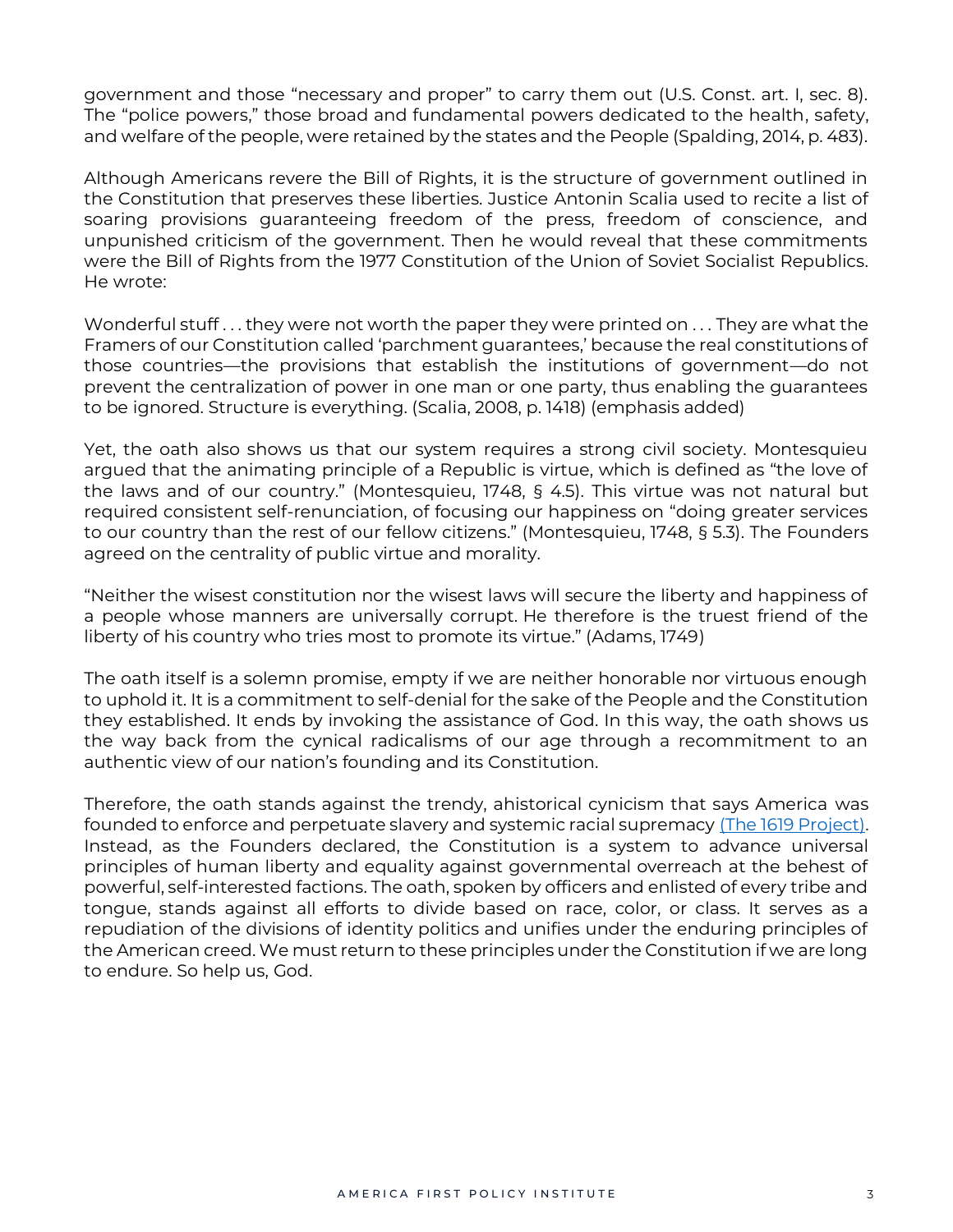government and those "necessary and proper" to carry them out (U.S. Const. art. I, sec. 8). The "police powers," those broad and fundamental powers dedicated to the health, safety, and welfare of the people, were retained by the states and the People (Spalding, 2014, p. 483).

Although Americans revere the Bill of Rights, it is the structure of government outlined in the Constitution that preserves these liberties. Justice Antonin Scalia used to recite a list of soaring provisions guaranteeing freedom of the press, freedom of conscience, and unpunished criticism of the government. Then he would reveal that these commitments were the Bill of Rights from the 1977 Constitution of the Union of Soviet Socialist Republics. He wrote:

Wonderful stuff . . . they were not worth the paper they were printed on . . . They are what the Framers of our Constitution called 'parchment guarantees,' because the real constitutions of those countries—the provisions that establish the institutions of government—do not prevent the centralization of power in one man or one party, thus enabling the guarantees to be ignored. Structure is everything. (Scalia, 2008, p. 1418) (emphasis added)

Yet, the oath also shows us that our system requires a strong civil society. Montesquieu argued that the animating principle of a Republic is virtue, which is defined as "the love of the laws and of our country." (Montesquieu, 1748, § 4.5). This virtue was not natural but required consistent self-renunciation, of focusing our happiness on "doing greater services to our country than the rest of our fellow citizens." (Montesquieu, 1748, § 5.3). The Founders agreed on the centrality of public virtue and morality.

"Neither the wisest constitution nor the wisest laws will secure the liberty and happiness of a people whose manners are universally corrupt. He therefore is the truest friend of the liberty of his country who tries most to promote its virtue." (Adams, 1749)

The oath itself is a solemn promise, empty if we are neither honorable nor virtuous enough to uphold it. It is a commitment to self-denial for the sake of the People and the Constitution they established. It ends by invoking the assistance of God. In this way, the oath shows us the way back from the cynical radicalisms of our age through a recommitment to an authentic view of our nation's founding and its Constitution.

Therefore, the oath stands against the trendy, ahistorical cynicism that says America was founded to enforce and perpetuate slavery and systemic racial supremacy (The 1619 Project). Instead, as the Founders declared, the Constitution is a system to advance universal principles of human liberty and equality against governmental overreach at the behest of powerful, self-interested factions. The oath, spoken by officers and enlisted of every tribe and tongue, stands against all efforts to divide based on race, color, or class. It serves as a repudiation of the divisions of identity politics and unifies under the enduring principles of the American creed. We must return to these principles under the Constitution if we are long to endure. So help us, God.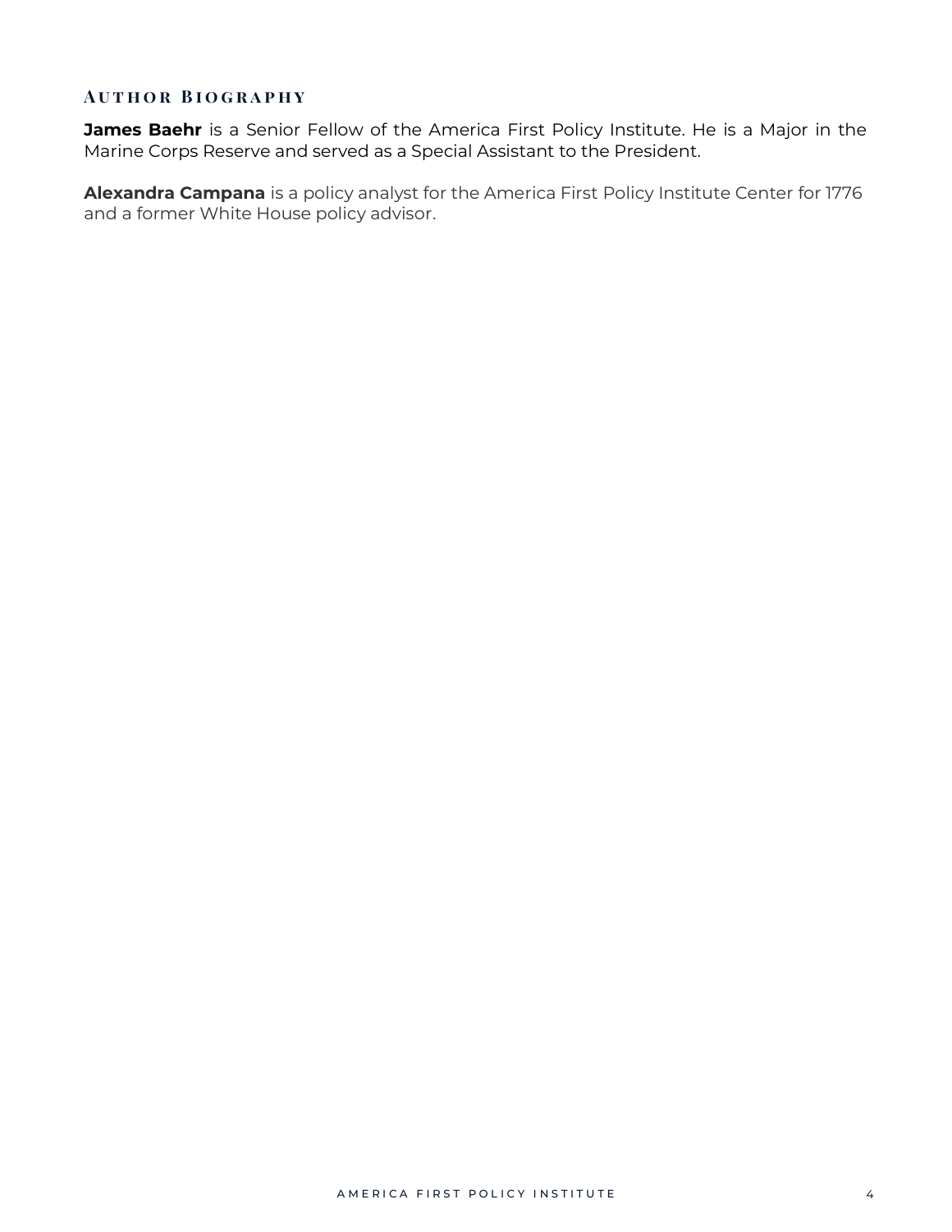## Author Biography

**James Baehr** is a Senior Fellow of the America First Policy Institute. He is a Major in the Marine Corps Reserve and served as a Special Assistant to the President.

**Alexandra Campana** is a policy analyst for the America First Policy Institute Center for 1776 and a former White House policy advisor.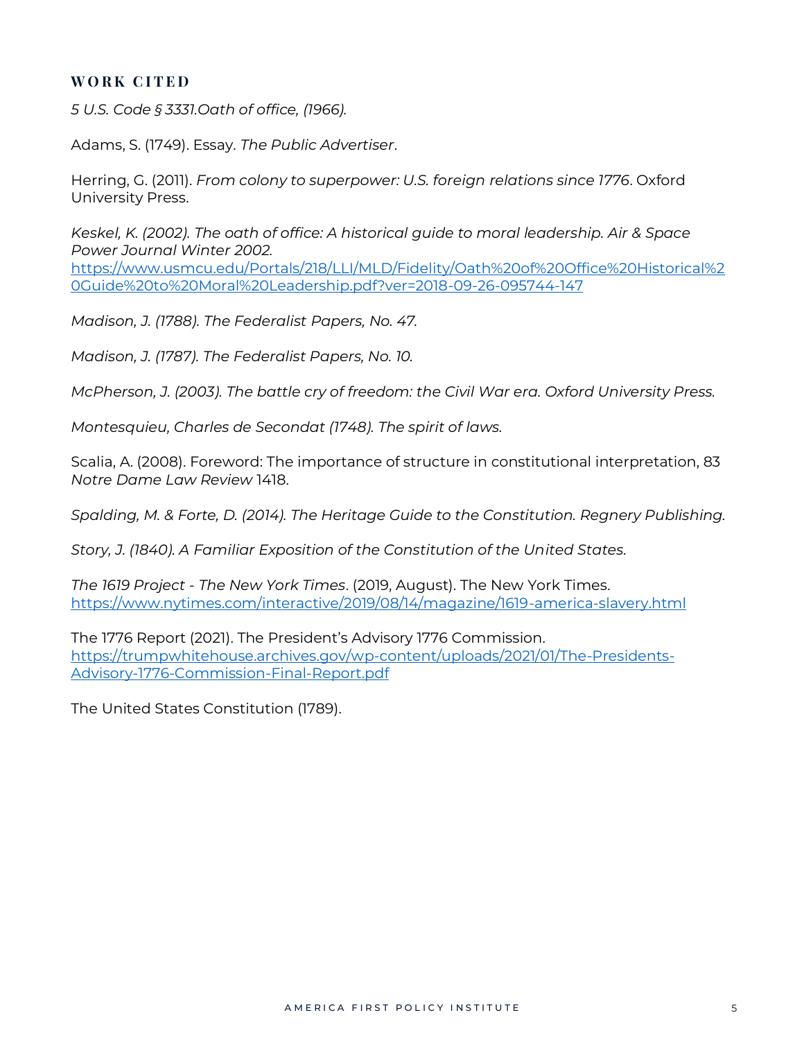### WORK CITED

*5 U.S. Code § 3331.Oath of office, (1966).*

Adams, S. (1749). Essay. *The Public Advertiser*.

Herring, G. (2011). *From colony to superpower: U.S. foreign relations since 1776*. Oxford University Press.

*Keskel, K. (2002). The oath of office: A historical guide to moral leadership. Air & Space Power Journal Winter 2002.* https://www.usmcu.edu/Portals/218/LLI/MLD/Fidelity/Oath%20of%20Office%20Historical%20Guide%20to%20Moral%20Leadership.pdf?ver=2018-09-26-095744-147

*Madison, J. (1788). The Federalist Papers, No. 47.*

*Madison, J. (1787). The Federalist Papers, No. 10.*

*McPherson, J. (2003). The battle cry of freedom: the Civil War era. Oxford University Press.*

*Montesquieu, Charles de Secondat (1748). The spirit of laws.*

Scalia, A. (2008). Foreword: The importance of structure in constitutional interpretation, 83 *Notre Dame Law Review* 1418.

*Spalding, M. & Forte, D. (2014). The Heritage Guide to the Constitution. Regnery Publishing.*

*Story, J. (1840). A Familiar Exposition of the Constitution of the United States.*

*The 1619 Project - The New York Times*. (2019, August). The New York Times. https://www.nytimes.com/interactive/2019/08/14/magazine/1619-america-slavery.html

The 1776 Report (2021). The President's Advisory 1776 Commission. https://trumpwhitehouse.archives.gov/wp-content/uploads/2021/01/The-Presidents-Advisory-1776-Commission-Final-Report.pdf

The United States Constitution (1789).